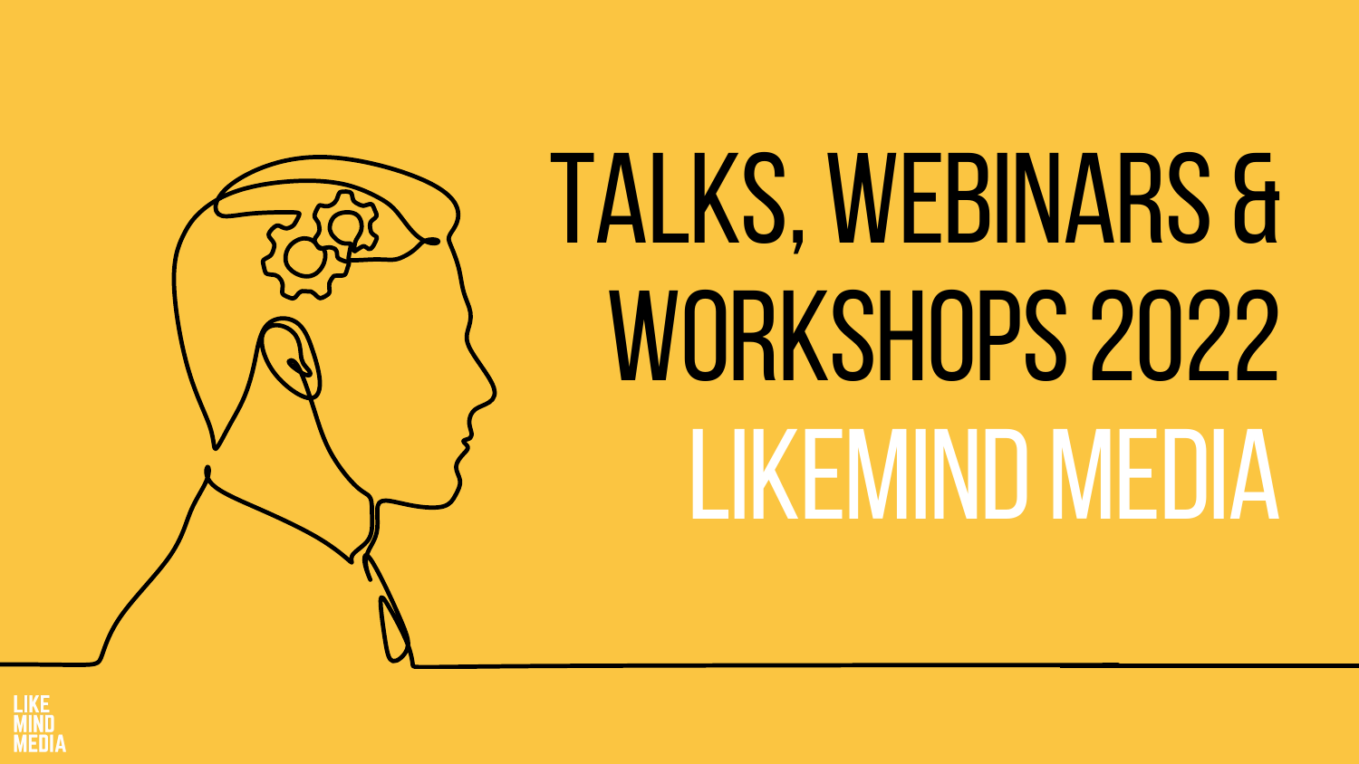# TALKS, WEBINARS & WORKSHOPS 2022

## LIKEMIND MEDIA

LIKE MIND MEDIA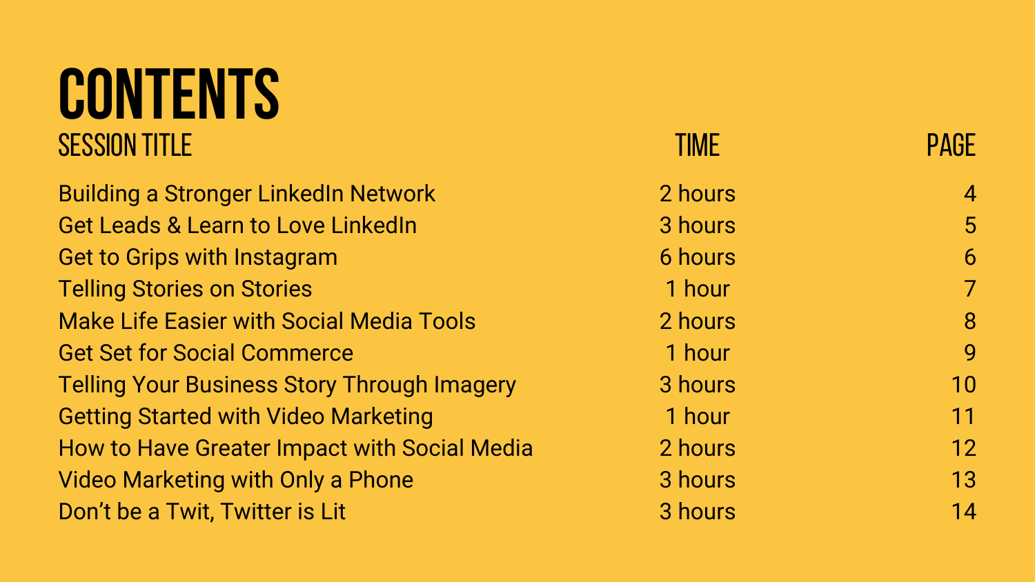# CONTENTS

| SESSION TITLE | TIME | PAGE |
| --- | --- | --- |
| Building a Stronger LinkedIn Network | 2 hours | 4 |
| Get Leads & Learn to Love LinkedIn | 3 hours | 5 |
| Get to Grips with Instagram | 6 hours | 6 |
| Telling Stories on Stories | 1 hour | 7 |
| Make Life Easier with Social Media Tools | 2 hours | 8 |
| Get Set for Social Commerce | 1 hour | 9 |
| Telling Your Business Story Through Imagery | 3 hours | 10 |
| Getting Started with Video Marketing | 1 hour | 11 |
| How to Have Greater Impact with Social Media | 2 hours | 12 |
| Video Marketing with Only a Phone | 3 hours | 13 |
| Don’t be a Twit, Twitter is Lit | 3 hours | 14 |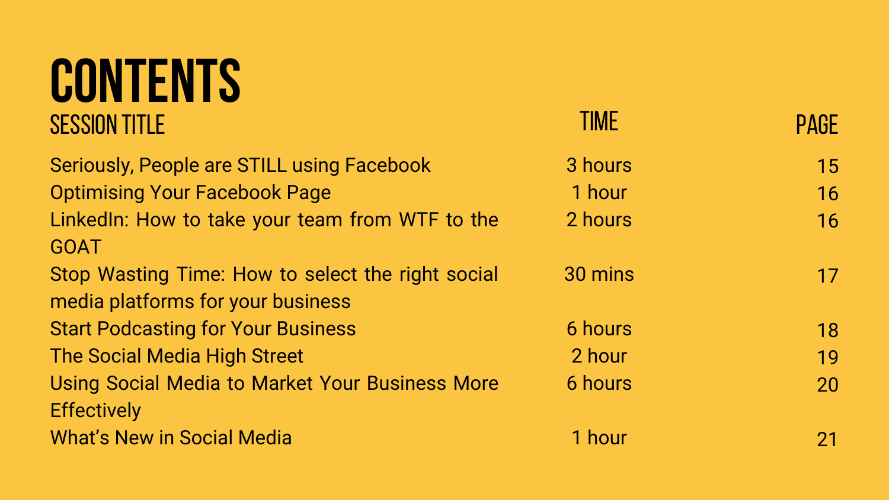# CONTENTS

| SESSION TITLE | TIME | PAGE |
| --- | --- | --- |
| Seriously, People are STILL using Facebook | 3 hours | 15 |
| Optimising Your Facebook Page | 1 hour | 16 |
| LinkedIn: How to take your team from WTF to the GOAT | 2 hours | 16 |
| Stop Wasting Time: How to select the right social media platforms for your business | 30 mins | 17 |
| Start Podcasting for Your Business | 6 hours | 18 |
| The Social Media High Street | 2 hour | 19 |
| Using Social Media to Market Your Business More Effectively | 6 hours | 20 |
| What's New in Social Media | 1 hour | 21 |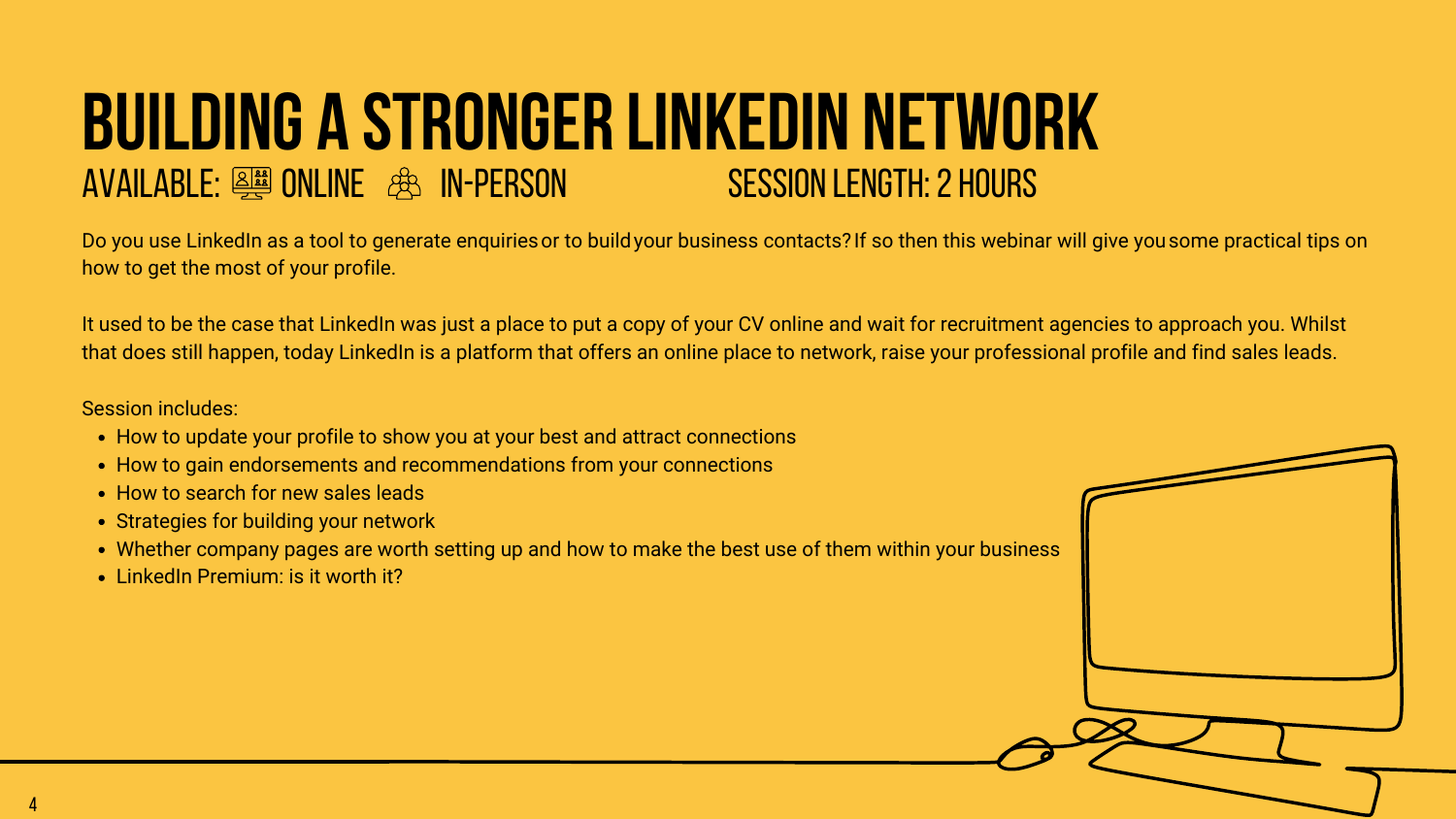# BUILDING A STRONGER LINKEDIN NETWORK

AVAILABLE: ONLINE IN-PERSON SESSION LENGTH: 2 HOURS

Do you use LinkedIn as a tool to generate enquiries or to build your business contacts? If so then this webinar will give you some practical tips on how to get the most of your profile.

It used to be the case that LinkedIn was just a place to put a copy of your CV online and wait for recruitment agencies to approach you. Whilst that does still happen, today LinkedIn is a platform that offers an online place to network, raise your professional profile and find sales leads.

Session includes:

- How to update your profile to show you at your best and attract connections
- How to gain endorsements and recommendations from your connections
- How to search for new sales leads
- Strategies for building your network
- Whether company pages are worth setting up and how to make the best use of them within your business
- LinkedIn Premium: is it worth it?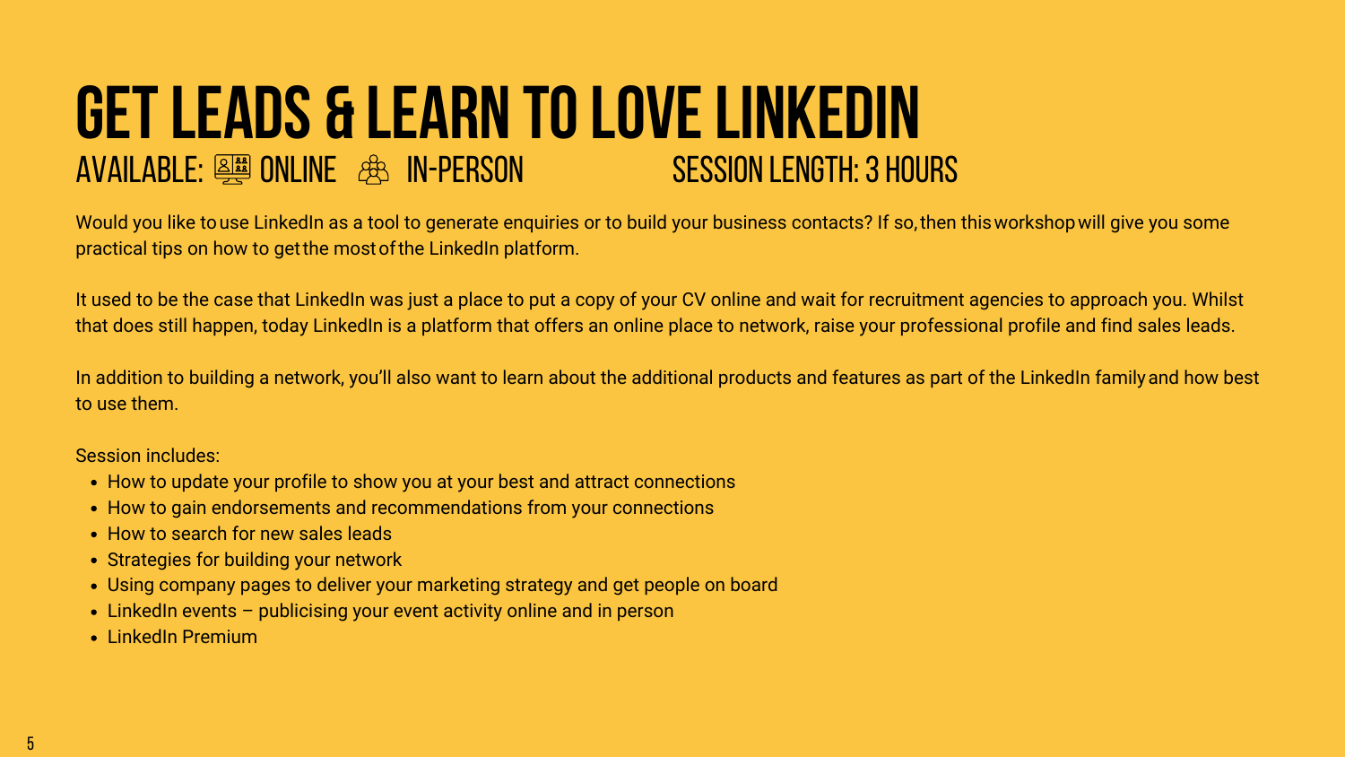# GET LEADS & LEARN TO LOVE LINKEDIN

AVAILABLE: ONLINE IN-PERSON SESSION LENGTH: 3 HOURS

Would you like to use LinkedIn as a tool to generate enquiries or to build your business contacts? If so, then this workshop will give you some practical tips on how to get the most of the LinkedIn platform.

It used to be the case that LinkedIn was just a place to put a copy of your CV online and wait for recruitment agencies to approach you. Whilst that does still happen, today LinkedIn is a platform that offers an online place to network, raise your professional profile and find sales leads.

In addition to building a network, you'll also want to learn about the additional products and features as part of the LinkedIn family and how best to use them.

Session includes:

- How to update your profile to show you at your best and attract connections
- How to gain endorsements and recommendations from your connections
- How to search for new sales leads
- Strategies for building your network
- Using company pages to deliver your marketing strategy and get people on board
- LinkedIn events – publicising your event activity online and in person
- LinkedIn Premium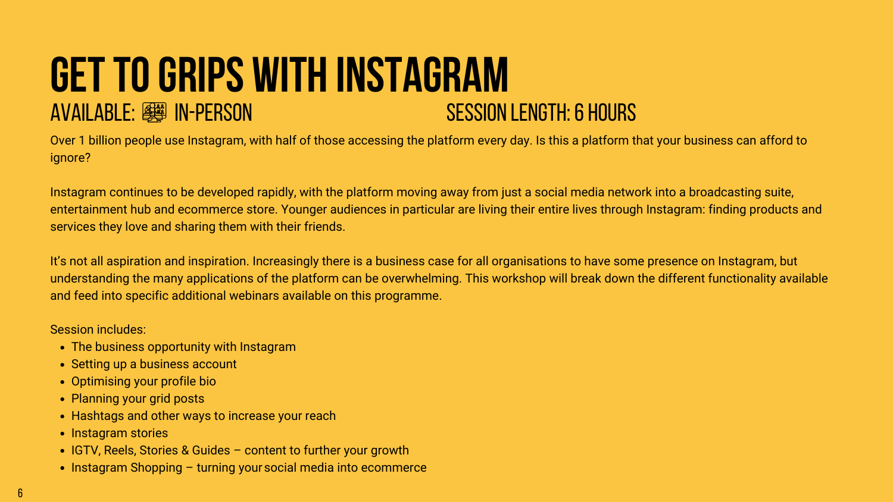# GET TO GRIPS WITH INSTAGRAM

AVAILABLE: IN-PERSON

SESSION LENGTH: 6 HOURS

Over 1 billion people use Instagram, with half of those accessing the platform every day. Is this a platform that your business can afford to ignore?

Instagram continues to be developed rapidly, with the platform moving away from just a social media network into a broadcasting suite, entertainment hub and ecommerce store. Younger audiences in particular are living their entire lives through Instagram: finding products and services they love and sharing them with their friends.

It's not all aspiration and inspiration. Increasingly there is a business case for all organisations to have some presence on Instagram, but understanding the many applications of the platform can be overwhelming. This workshop will break down the different functionality available and feed into specific additional webinars available on this programme.

Session includes:

- The business opportunity with Instagram
- Setting up a business account
- Optimising your profile bio
- Planning your grid posts
- Hashtags and other ways to increase your reach
- Instagram stories
- IGTV, Reels, Stories & Guides – content to further your growth
- Instagram Shopping – turning your social media into ecommerce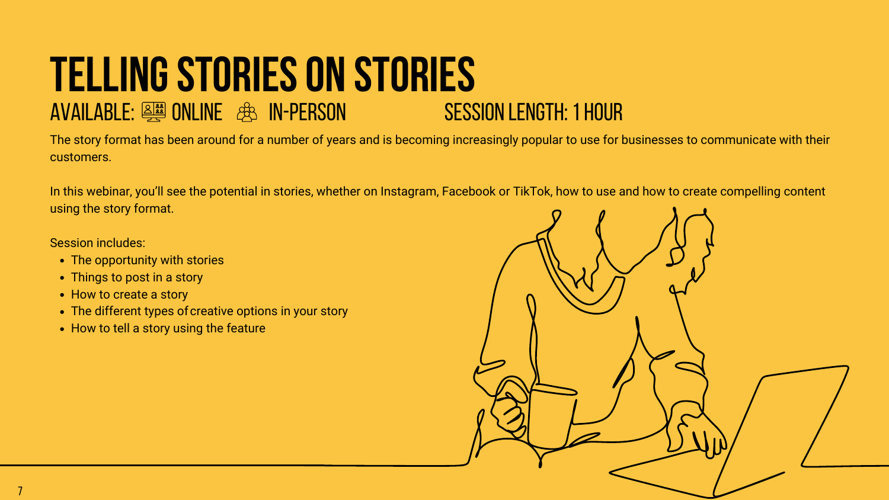# TELLING STORIES ON STORIES

AVAILABLE: ONLINE IN-PERSON SESSION LENGTH: 1 HOUR

The story format has been around for a number of years and is becoming increasingly popular to use for businesses to communicate with their customers.

In this webinar, you'll see the potential in stories, whether on Instagram, Facebook or TikTok, how to use and how to create compelling content using the story format.

Session includes:

- The opportunity with stories
- Things to post in a story
- How to create a story
- The different types of creative options in your story
- How to tell a story using the feature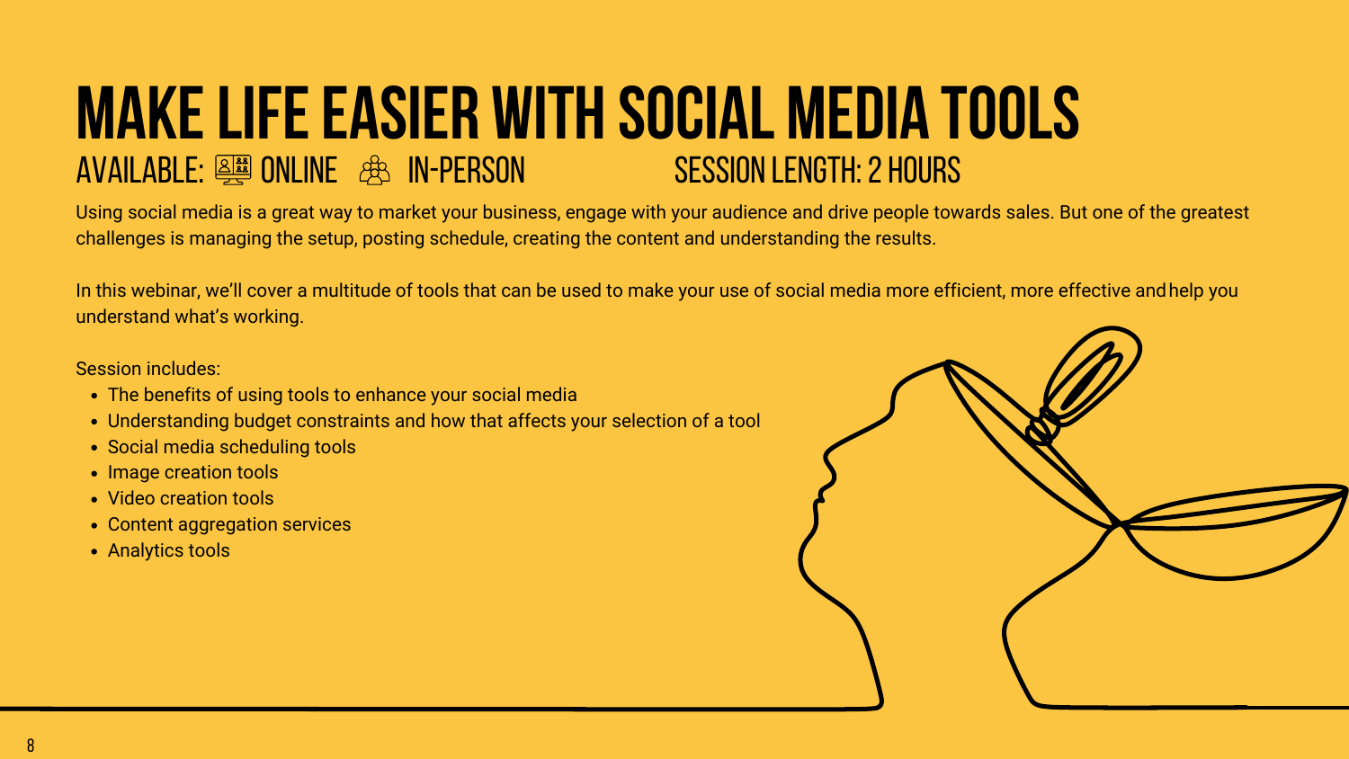# MAKE LIFE EASIER WITH SOCIAL MEDIA TOOLS

AVAILABLE: ONLINE IN-PERSON SESSION LENGTH: 2 HOURS

Using social media is a great way to market your business, engage with your audience and drive people towards sales. But one of the greatest challenges is managing the setup, posting schedule, creating the content and understanding the results.

In this webinar, we'll cover a multitude of tools that can be used to make your use of social media more efficient, more effective and help you understand what's working.

Session includes:

- The benefits of using tools to enhance your social media
- Understanding budget constraints and how that affects your selection of a tool
- Social media scheduling tools
- Image creation tools
- Video creation tools
- Content aggregation services
- Analytics tools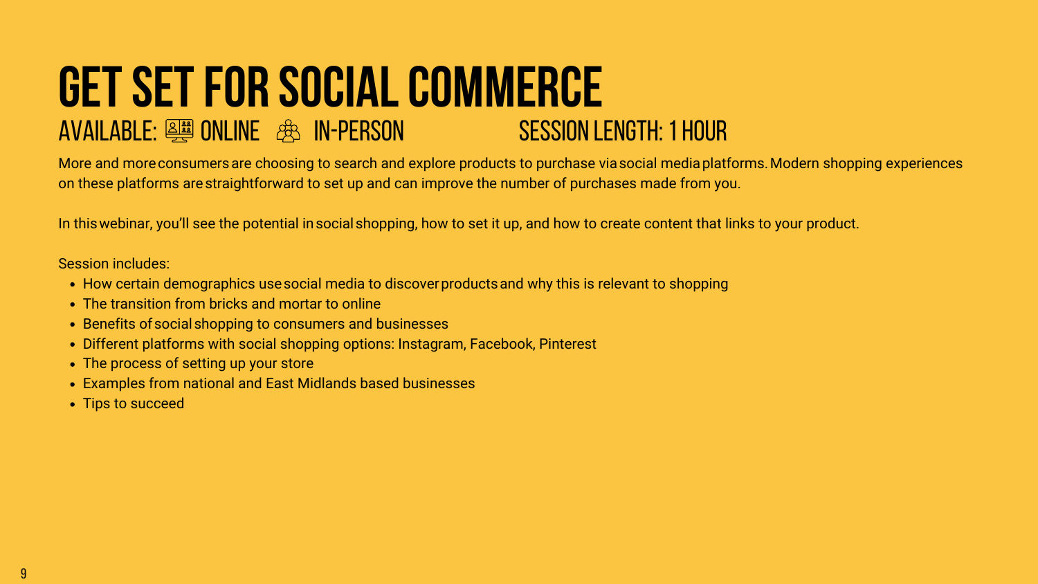# GET SET FOR SOCIAL COMMERCE

AVAILABLE: ONLINE IN-PERSON SESSION LENGTH: 1 HOUR

More and more consumers are choosing to search and explore products to purchase via social media platforms. Modern shopping experiences on these platforms are straightforward to set up and can improve the number of purchases made from you.

In this webinar, you'll see the potential in social shopping, how to set it up, and how to create content that links to your product.

Session includes:

- How certain demographics use social media to discover products and why this is relevant to shopping
- The transition from bricks and mortar to online
- Benefits of social shopping to consumers and businesses
- Different platforms with social shopping options: Instagram, Facebook, Pinterest
- The process of setting up your store
- Examples from national and East Midlands based businesses
- Tips to succeed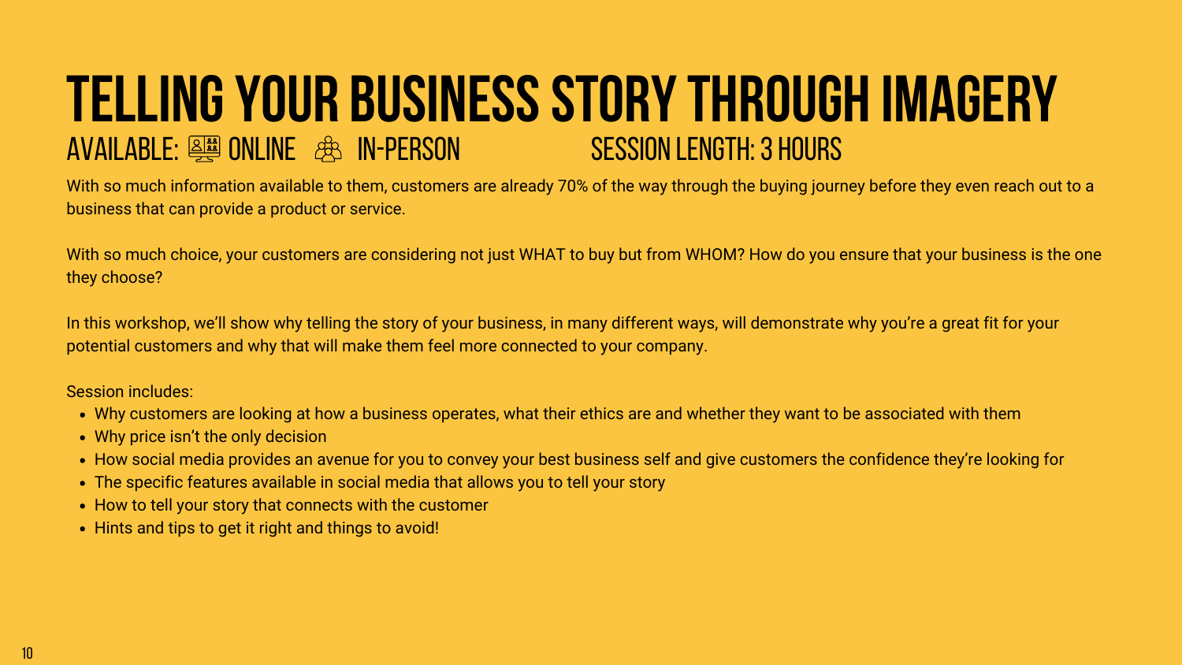# TELLING YOUR BUSINESS STORY THROUGH IMAGERY

AVAILABLE: ONLINE IN-PERSON SESSION LENGTH: 3 HOURS

With so much information available to them, customers are already 70% of the way through the buying journey before they even reach out to a business that can provide a product or service.

With so much choice, your customers are considering not just WHAT to buy but from WHOM? How do you ensure that your business is the one they choose?

In this workshop, we'll show why telling the story of your business, in many different ways, will demonstrate why you're a great fit for your potential customers and why that will make them feel more connected to your company.

Session includes:

- Why customers are looking at how a business operates, what their ethics are and whether they want to be associated with them
- Why price isn't the only decision
- How social media provides an avenue for you to convey your best business self and give customers the confidence they're looking for
- The specific features available in social media that allows you to tell your story
- How to tell your story that connects with the customer
- Hints and tips to get it right and things to avoid!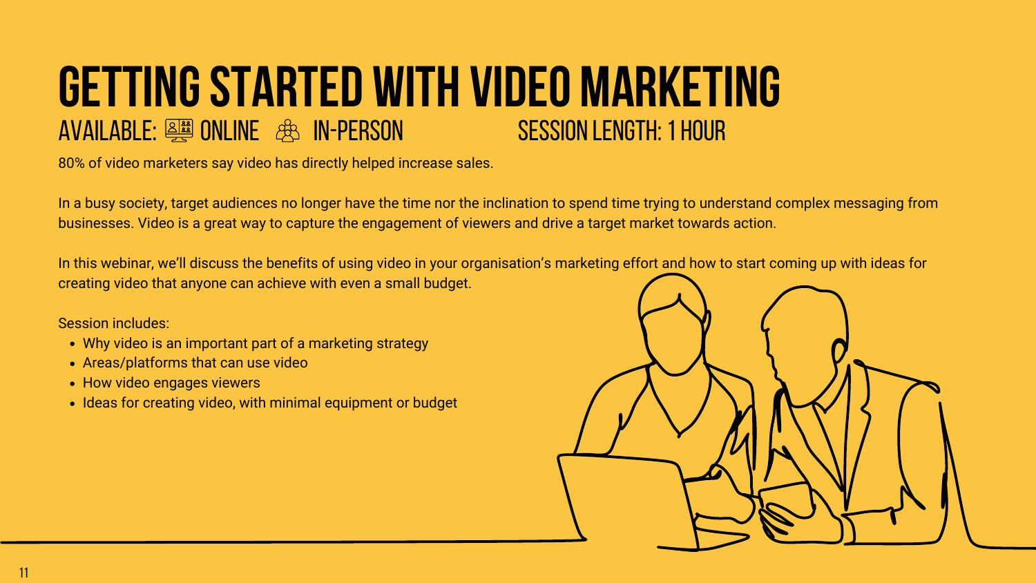# GETTING STARTED WITH VIDEO MARKETING

AVAILABLE: ONLINE IN-PERSON SESSION LENGTH: 1 HOUR

80% of video marketers say video has directly helped increase sales.

In a busy society, target audiences no longer have the time nor the inclination to spend time trying to understand complex messaging from businesses. Video is a great way to capture the engagement of viewers and drive a target market towards action.

In this webinar, we'll discuss the benefits of using video in your organisation's marketing effort and how to start coming up with ideas for creating video that anyone can achieve with even a small budget.

Session includes:

- Why video is an important part of a marketing strategy
- Areas/platforms that can use video
- How video engages viewers
- Ideas for creating video, with minimal equipment or budget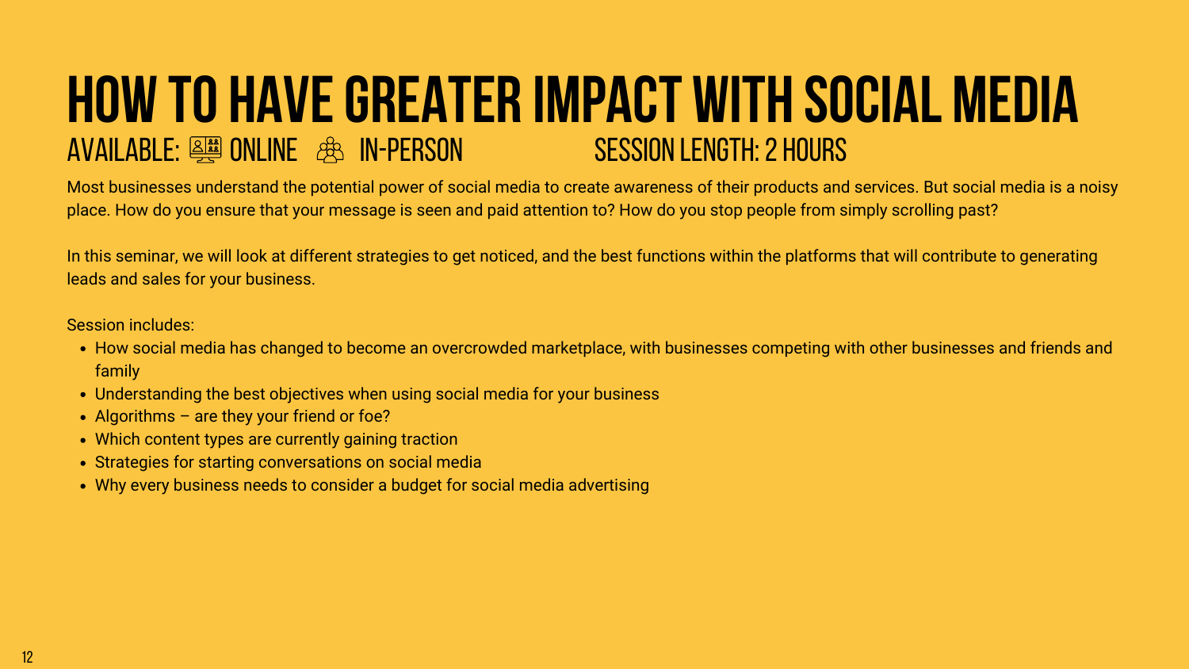# HOW TO HAVE GREATER IMPACT WITH SOCIAL MEDIA

AVAILABLE: ONLINE IN-PERSON SESSION LENGTH: 2 HOURS

Most businesses understand the potential power of social media to create awareness of their products and services. But social media is a noisy place. How do you ensure that your message is seen and paid attention to? How do you stop people from simply scrolling past?

In this seminar, we will look at different strategies to get noticed, and the best functions within the platforms that will contribute to generating leads and sales for your business.

Session includes:

- How social media has changed to become an overcrowded marketplace, with businesses competing with other businesses and friends and family
- Understanding the best objectives when using social media for your business
- Algorithms – are they your friend or foe?
- Which content types are currently gaining traction
- Strategies for starting conversations on social media
- Why every business needs to consider a budget for social media advertising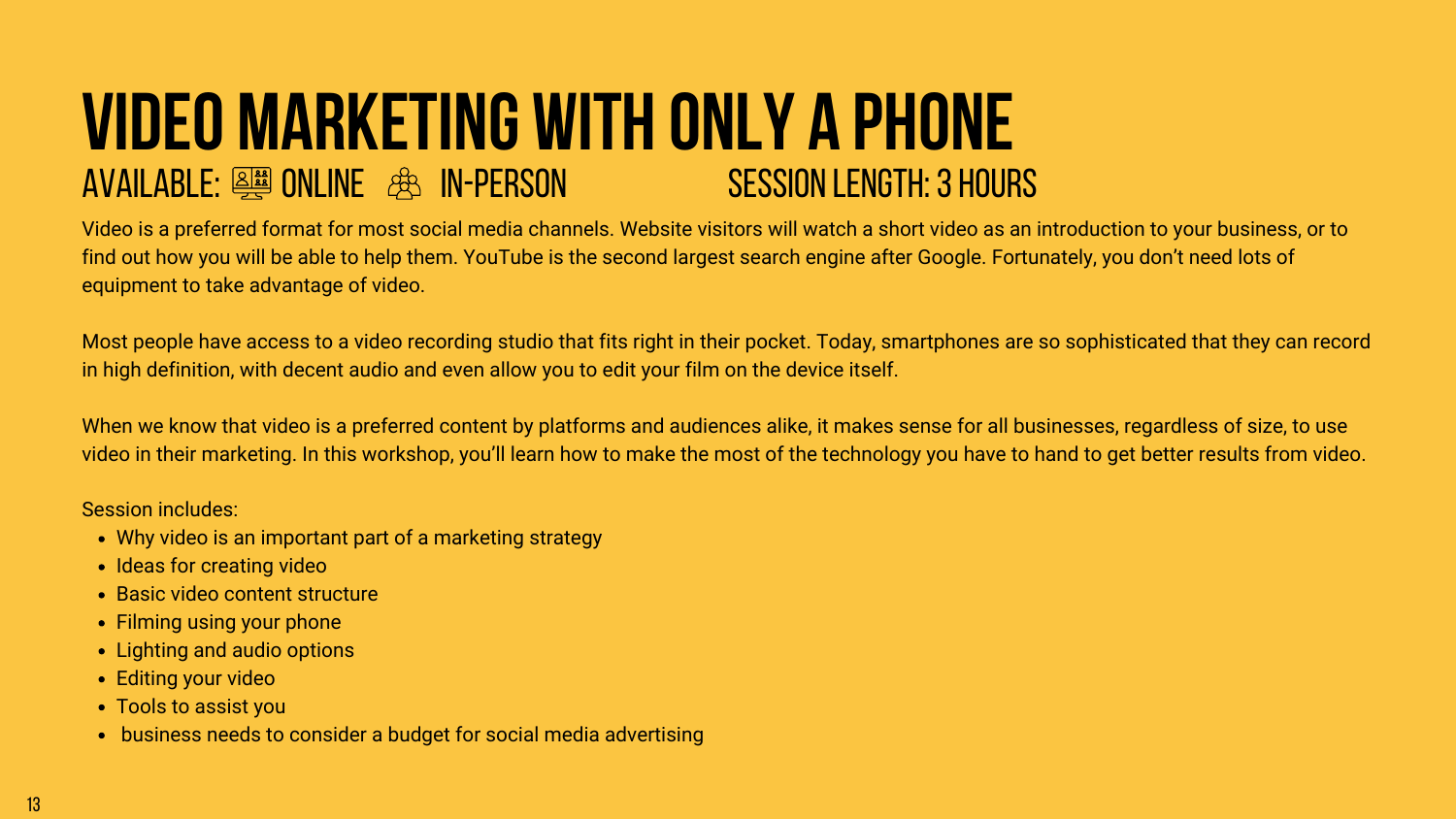# VIDEO MARKETING WITH ONLY A PHONE

AVAILABLE: ONLINE IN-PERSON SESSION LENGTH: 3 HOURS

Video is a preferred format for most social media channels. Website visitors will watch a short video as an introduction to your business, or to find out how you will be able to help them. YouTube is the second largest search engine after Google. Fortunately, you don't need lots of equipment to take advantage of video.

Most people have access to a video recording studio that fits right in their pocket. Today, smartphones are so sophisticated that they can record in high definition, with decent audio and even allow you to edit your film on the device itself.

When we know that video is a preferred content by platforms and audiences alike, it makes sense for all businesses, regardless of size, to use video in their marketing. In this workshop, you'll learn how to make the most of the technology you have to hand to get better results from video.

Session includes:

- Why video is an important part of a marketing strategy
- Ideas for creating video
- Basic video content structure
- Filming using your phone
- Lighting and audio options
- Editing your video
- Tools to assist you
- business needs to consider a budget for social media advertising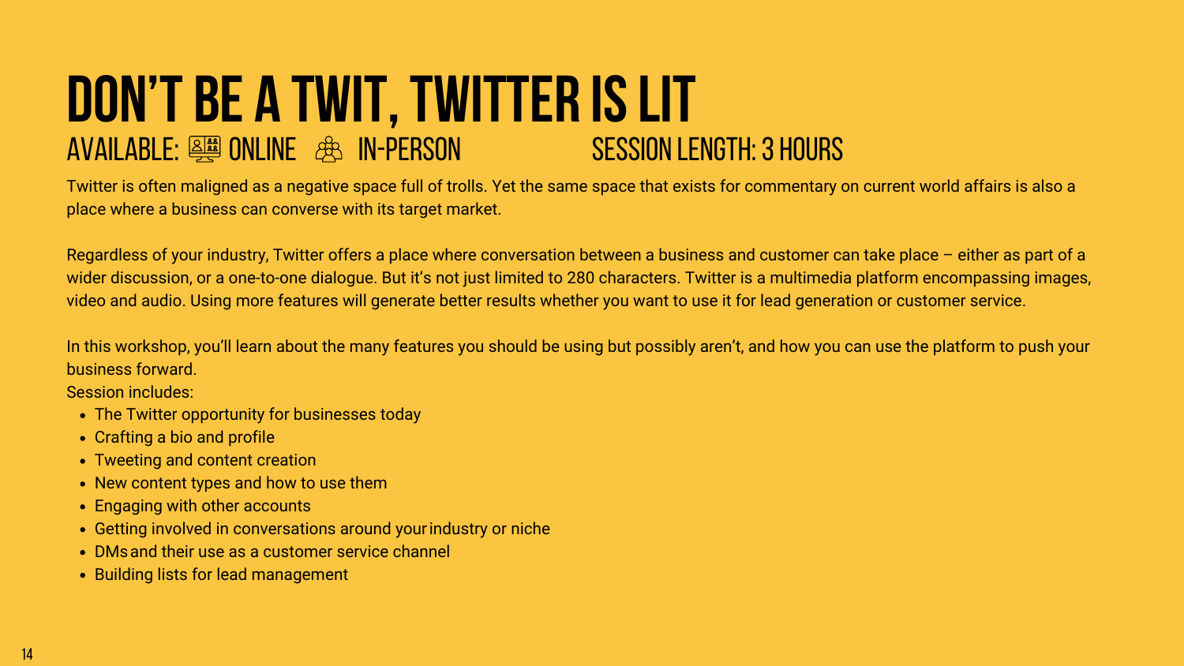# DON'T BE A TWIT, TWITTER IS LIT

AVAILABLE: ONLINE IN-PERSON SESSION LENGTH: 3 HOURS

Twitter is often maligned as a negative space full of trolls. Yet the same space that exists for commentary on current world affairs is also a place where a business can converse with its target market.

Regardless of your industry, Twitter offers a place where conversation between a business and customer can take place – either as part of a wider discussion, or a one-to-one dialogue. But it's not just limited to 280 characters. Twitter is a multimedia platform encompassing images, video and audio. Using more features will generate better results whether you want to use it for lead generation or customer service.

In this workshop, you'll learn about the many features you should be using but possibly aren't, and how you can use the platform to push your business forward.

Session includes:

- The Twitter opportunity for businesses today
- Crafting a bio and profile
- Tweeting and content creation
- New content types and how to use them
- Engaging with other accounts
- Getting involved in conversations around your industry or niche
- DMs and their use as a customer service channel
- Building lists for lead management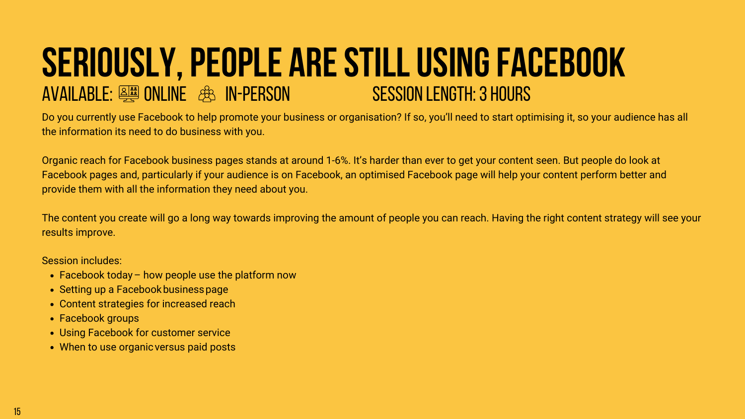# SERIOUSLY, PEOPLE ARE STILL USING FACEBOOK

AVAILABLE: ONLINE IN-PERSON SESSION LENGTH: 3 HOURS

Do you currently use Facebook to help promote your business or organisation? If so, you'll need to start optimising it, so your audience has all the information its need to do business with you.

Organic reach for Facebook business pages stands at around 1-6%. It's harder than ever to get your content seen. But people do look at Facebook pages and, particularly if your audience is on Facebook, an optimised Facebook page will help your content perform better and provide them with all the information they need about you.

The content you create will go a long way towards improving the amount of people you can reach. Having the right content strategy will see your results improve.

Session includes:

- Facebook today – how people use the platform now
- Setting up a Facebook business page
- Content strategies for increased reach
- Facebook groups
- Using Facebook for customer service
- When to use organic versus paid posts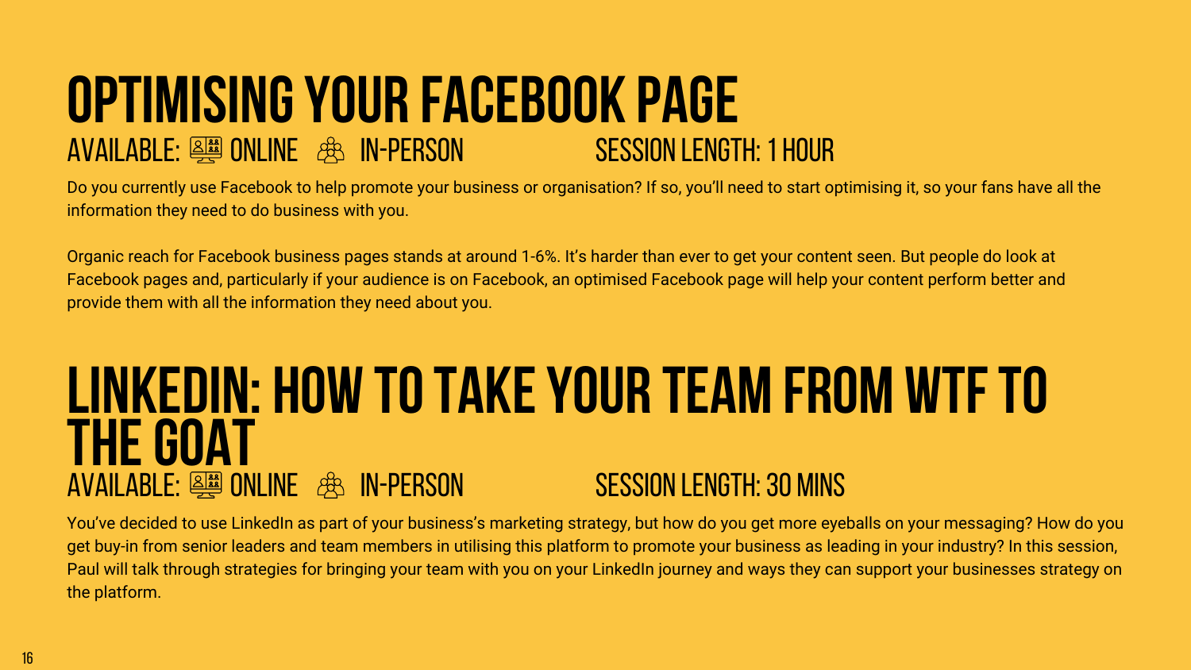# OPTIMISING YOUR FACEBOOK PAGE

AVAILABLE: ONLINE IN-PERSON SESSION LENGTH: 1 HOUR

Do you currently use Facebook to help promote your business or organisation? If so, you'll need to start optimising it, so your fans have all the information they need to do business with you.

Organic reach for Facebook business pages stands at around 1-6%. It's harder than ever to get your content seen. But people do look at Facebook pages and, particularly if your audience is on Facebook, an optimised Facebook page will help your content perform better and provide them with all the information they need about you.

# LINKEDIN: HOW TO TAKE YOUR TEAM FROM WTF TO THE GOAT

AVAILABLE: ONLINE IN-PERSON SESSION LENGTH: 30 MINS

You've decided to use LinkedIn as part of your business's marketing strategy, but how do you get more eyeballs on your messaging? How do you get buy-in from senior leaders and team members in utilising this platform to promote your business as leading in your industry? In this session, Paul will talk through strategies for bringing your team with you on your LinkedIn journey and ways they can support your businesses strategy on the platform.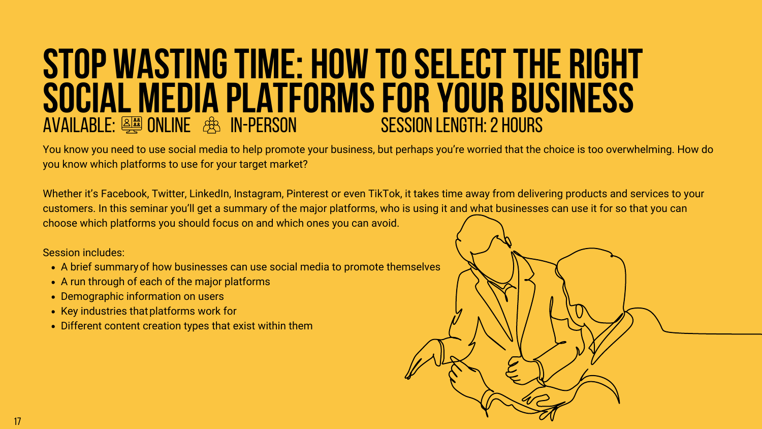# STOP WASTING TIME: HOW TO SELECT THE RIGHT SOCIAL MEDIA PLATFORMS FOR YOUR BUSINESS

AVAILABLE: ONLINE IN-PERSON SESSION LENGTH: 2 HOURS

You know you need to use social media to help promote your business, but perhaps you're worried that the choice is too overwhelming. How do you know which platforms to use for your target market?

Whether it's Facebook, Twitter, LinkedIn, Instagram, Pinterest or even TikTok, it takes time away from delivering products and services to your customers. In this seminar you'll get a summary of the major platforms, who is using it and what businesses can use it for so that you can choose which platforms you should focus on and which ones you can avoid.

Session includes:

- A brief summary of how businesses can use social media to promote themselves
- A run through of each of the major platforms
- Demographic information on users
- Key industries that platforms work for
- Different content creation types that exist within them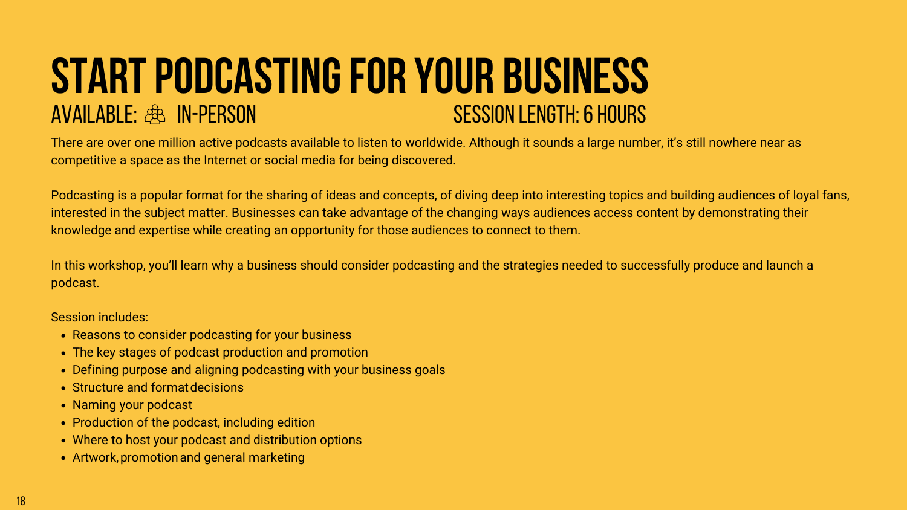# START PODCASTING FOR YOUR BUSINESS

AVAILABLE: IN-PERSON SESSION LENGTH: 6 HOURS

There are over one million active podcasts available to listen to worldwide. Although it sounds a large number, it’s still nowhere near as competitive a space as the Internet or social media for being discovered.

Podcasting is a popular format for the sharing of ideas and concepts, of diving deep into interesting topics and building audiences of loyal fans, interested in the subject matter. Businesses can take advantage of the changing ways audiences access content by demonstrating their knowledge and expertise while creating an opportunity for those audiences to connect to them.

In this workshop, you’ll learn why a business should consider podcasting and the strategies needed to successfully produce and launch a podcast.

Session includes:

- Reasons to consider podcasting for your business
- The key stages of podcast production and promotion
- Defining purpose and aligning podcasting with your business goals
- Structure and format decisions
- Naming your podcast
- Production of the podcast, including edition
- Where to host your podcast and distribution options
- Artwork, promotion and general marketing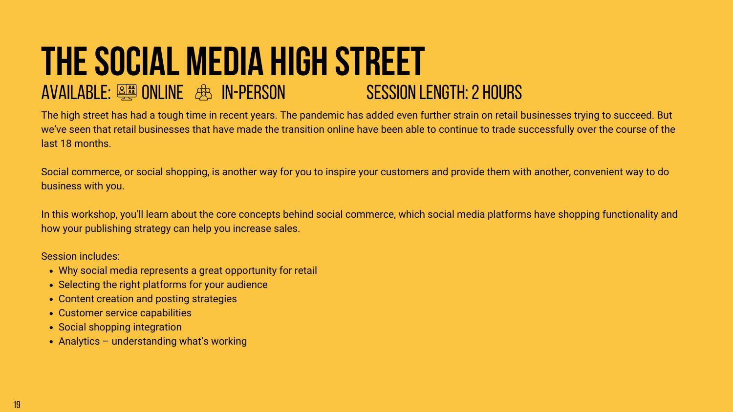# THE SOCIAL MEDIA HIGH STREET

AVAILABLE: ONLINE IN-PERSON SESSION LENGTH: 2 HOURS

The high street has had a tough time in recent years. The pandemic has added even further strain on retail businesses trying to succeed. But we've seen that retail businesses that have made the transition online have been able to continue to trade successfully over the course of the last 18 months.

Social commerce, or social shopping, is another way for you to inspire your customers and provide them with another, convenient way to do business with you.

In this workshop, you'll learn about the core concepts behind social commerce, which social media platforms have shopping functionality and how your publishing strategy can help you increase sales.

Session includes:

- Why social media represents a great opportunity for retail
- Selecting the right platforms for your audience
- Content creation and posting strategies
- Customer service capabilities
- Social shopping integration
- Analytics – understanding what's working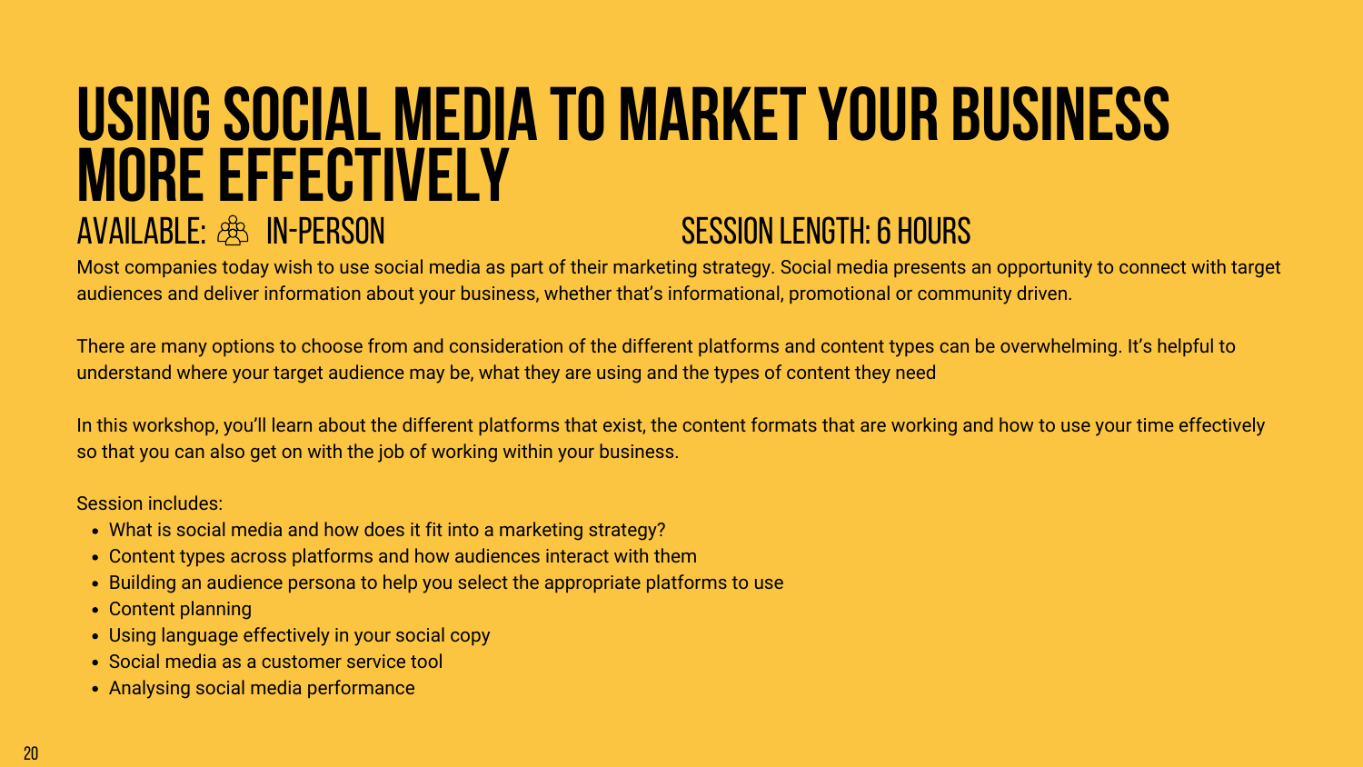# USING SOCIAL MEDIA TO MARKET YOUR BUSINESS MORE EFFECTIVELY

AVAILABLE: IN-PERSON

SESSION LENGTH: 6 HOURS

Most companies today wish to use social media as part of their marketing strategy. Social media presents an opportunity to connect with target audiences and deliver information about your business, whether that's informational, promotional or community driven.

There are many options to choose from and consideration of the different platforms and content types can be overwhelming. It's helpful to understand where your target audience may be, what they are using and the types of content they need

In this workshop, you'll learn about the different platforms that exist, the content formats that are working and how to use your time effectively so that you can also get on with the job of working within your business.

Session includes:

- What is social media and how does it fit into a marketing strategy?
- Content types across platforms and how audiences interact with them
- Building an audience persona to help you select the appropriate platforms to use
- Content planning
- Using language effectively in your social copy
- Social media as a customer service tool
- Analysing social media performance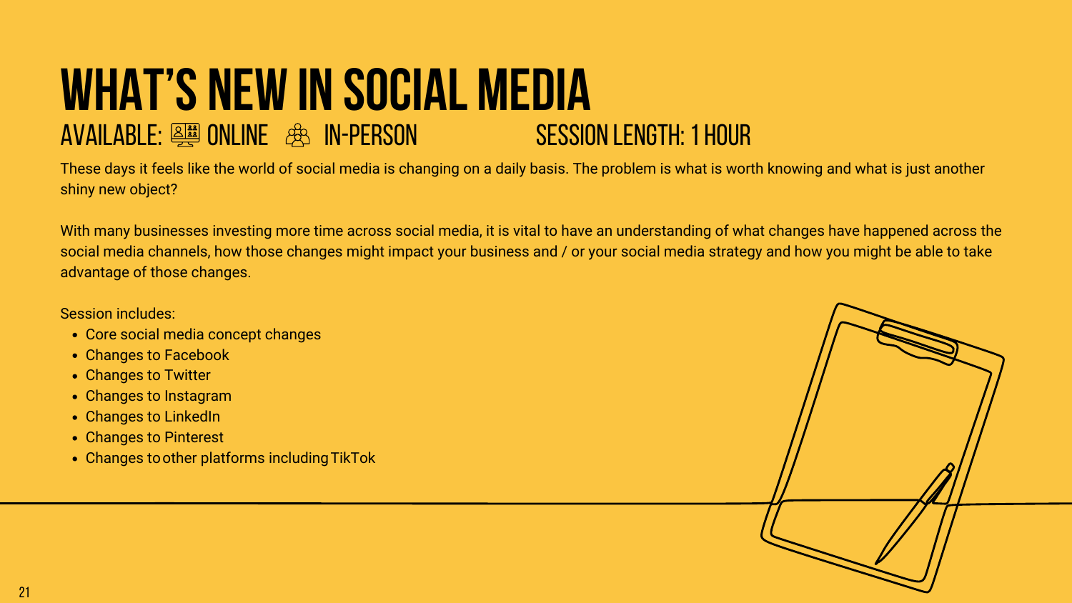# WHAT'S NEW IN SOCIAL MEDIA

AVAILABLE: ONLINE IN-PERSON SESSION LENGTH: 1 HOUR

These days it feels like the world of social media is changing on a daily basis. The problem is what is worth knowing and what is just another shiny new object?

With many businesses investing more time across social media, it is vital to have an understanding of what changes have happened across the social media channels, how those changes might impact your business and / or your social media strategy and how you might be able to take advantage of those changes.

Session includes:

- Core social media concept changes
- Changes to Facebook
- Changes to Twitter
- Changes to Instagram
- Changes to LinkedIn
- Changes to Pinterest
- Changes to other platforms including TikTok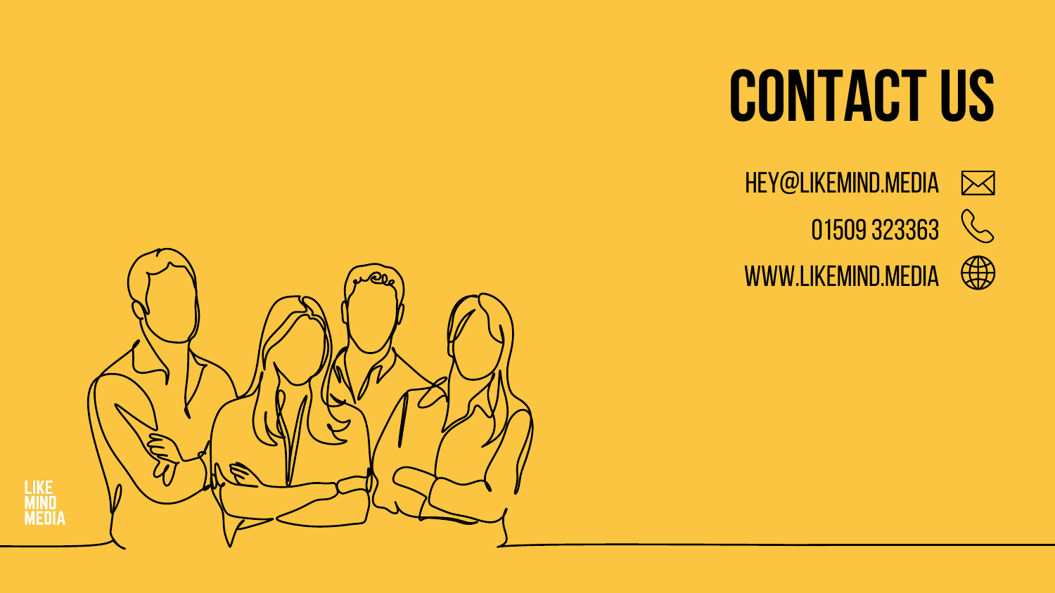# CONTACT US

HEY@LIKEMIND.MEDIA

01509 323363

WWW.LIKEMIND.MEDIA

LIKE MIND MEDIA